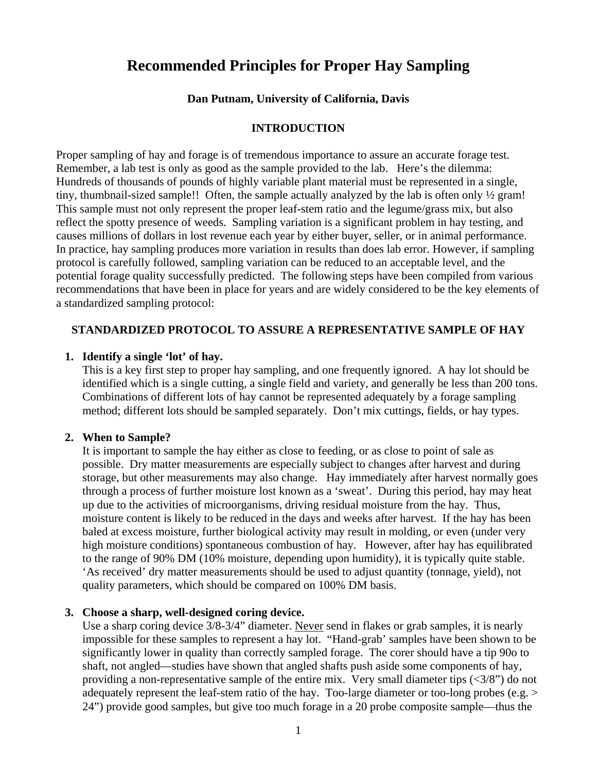# Recommended Principles for Proper Hay Sampling

**Dan Putnam, University of California, Davis**

## INTRODUCTION

Proper sampling of hay and forage is of tremendous importance to assure an accurate forage test. Remember, a lab test is only as good as the sample provided to the lab. Here's the dilemma: Hundreds of thousands of pounds of highly variable plant material must be represented in a single, tiny, thumbnail-sized sample!! Often, the sample actually analyzed by the lab is often only ½ gram! This sample must not only represent the proper leaf-stem ratio and the legume/grass mix, but also reflect the spotty presence of weeds. Sampling variation is a significant problem in hay testing, and causes millions of dollars in lost revenue each year by either buyer, seller, or in animal performance. In practice, hay sampling produces more variation in results than does lab error. However, if sampling protocol is carefully followed, sampling variation can be reduced to an acceptable level, and the potential forage quality successfully predicted. The following steps have been compiled from various recommendations that have been in place for years and are widely considered to be the key elements of a standardized sampling protocol:

## STANDARDIZED PROTOCOL TO ASSURE A REPRESENTATIVE SAMPLE OF HAY

1. **Identify a single 'lot' of hay.**
   This is a key first step to proper hay sampling, and one frequently ignored. A hay lot should be identified which is a single cutting, a single field and variety, and generally be less than 200 tons. Combinations of different lots of hay cannot be represented adequately by a forage sampling method; different lots should be sampled separately. Don't mix cuttings, fields, or hay types.

2. **When to Sample?**
   It is important to sample the hay either as close to feeding, or as close to point of sale as possible. Dry matter measurements are especially subject to changes after harvest and during storage, but other measurements may also change. Hay immediately after harvest normally goes through a process of further moisture lost known as a 'sweat'. During this period, hay may heat up due to the activities of microorganisms, driving residual moisture from the hay. Thus, moisture content is likely to be reduced in the days and weeks after harvest. If the hay has been baled at excess moisture, further biological activity may result in molding, or even (under very high moisture conditions) spontaneous combustion of hay. However, after hay has equilibrated to the range of 90% DM (10% moisture, depending upon humidity), it is typically quite stable. 'As received' dry matter measurements should be used to adjust quantity (tonnage, yield), not quality parameters, which should be compared on 100% DM basis.

3. **Choose a sharp, well-designed coring device.**
   Use a sharp coring device 3/8-3/4" diameter. <u>Never</u> send in flakes or grab samples, it is nearly impossible for these samples to represent a hay lot. "Hand-grab' samples have been shown to be significantly lower in quality than correctly sampled forage. The corer should have a tip 90o to shaft, not angled—studies have shown that angled shafts push aside some components of hay, providing a non-representative sample of the entire mix. Very small diameter tips (<3/8") do not adequately represent the leaf-stem ratio of the hay. Too-large diameter or too-long probes (e.g. > 24") provide good samples, but give too much forage in a 20 probe composite sample—thus the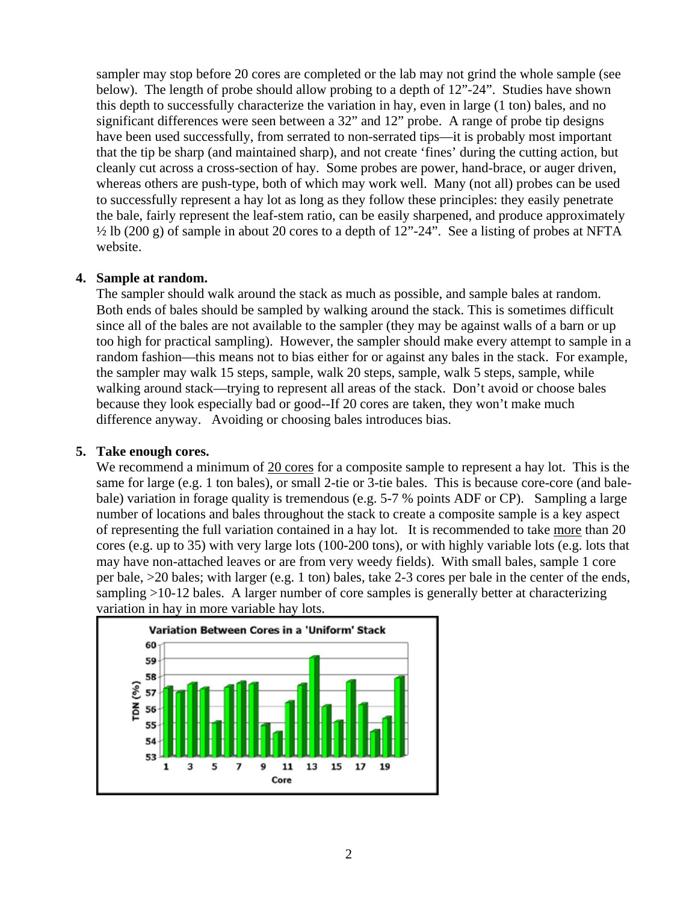sampler may stop before 20 cores are completed or the lab may not grind the whole sample (see below). The length of probe should allow probing to a depth of 12"-24". Studies have shown this depth to successfully characterize the variation in hay, even in large (1 ton) bales, and no significant differences were seen between a 32" and 12" probe. A range of probe tip designs have been used successfully, from serrated to non-serrated tips—it is probably most important that the tip be sharp (and maintained sharp), and not create 'fines' during the cutting action, but cleanly cut across a cross-section of hay. Some probes are power, hand-brace, or auger driven, whereas others are push-type, both of which may work well. Many (not all) probes can be used to successfully represent a hay lot as long as they follow these principles: they easily penetrate the bale, fairly represent the leaf-stem ratio, can be easily sharpened, and produce approximately ½ lb (200 g) of sample in about 20 cores to a depth of 12"-24". See a listing of probes at NFTA website.

**4. Sample at random.**

The sampler should walk around the stack as much as possible, and sample bales at random. Both ends of bales should be sampled by walking around the stack. This is sometimes difficult since all of the bales are not available to the sampler (they may be against walls of a barn or up too high for practical sampling). However, the sampler should make every attempt to sample in a random fashion—this means not to bias either for or against any bales in the stack. For example, the sampler may walk 15 steps, sample, walk 20 steps, sample, walk 5 steps, sample, while walking around stack—trying to represent all areas of the stack. Don't avoid or choose bales because they look especially bad or good--If 20 cores are taken, they won't make much difference anyway. Avoiding or choosing bales introduces bias.

**5. Take enough cores.**

We recommend a minimum of 20 cores for a composite sample to represent a hay lot. This is the same for large (e.g. 1 ton bales), or small 2-tie or 3-tie bales. This is because core-core (and bale-bale) variation in forage quality is tremendous (e.g. 5-7 % points ADF or CP). Sampling a large number of locations and bales throughout the stack to create a composite sample is a key aspect of representing the full variation contained in a hay lot. It is recommended to take more than 20 cores (e.g. up to 35) with very large lots (100-200 tons), or with highly variable lots (e.g. lots that may have non-attached leaves or are from very weedy fields). With small bales, sample 1 core per bale, >20 bales; with larger (e.g. 1 ton) bales, take 2-3 cores per bale in the center of the ends, sampling >10-12 bales. A larger number of core samples is generally better at characterizing variation in hay in more variable hay lots.

**Variation Between Cores in a 'Uniform' Stack**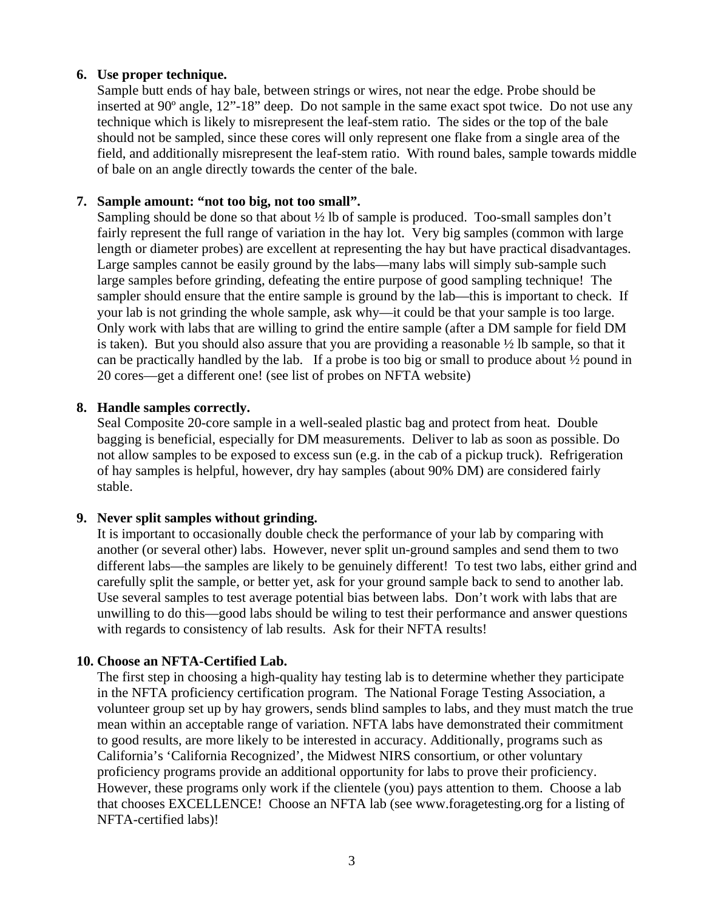6. **Use proper technique.**
   Sample butt ends of hay bale, between strings or wires, not near the edge. Probe should be inserted at 90º angle, 12"-18" deep. Do not sample in the same exact spot twice. Do not use any technique which is likely to misrepresent the leaf-stem ratio. The sides or the top of the bale should not be sampled, since these cores will only represent one flake from a single area of the field, and additionally misrepresent the leaf-stem ratio. With round bales, sample towards middle of bale on an angle directly towards the center of the bale.

7. **Sample amount: "not too big, not too small".**
   Sampling should be done so that about ½ lb of sample is produced. Too-small samples don't fairly represent the full range of variation in the hay lot. Very big samples (common with large length or diameter probes) are excellent at representing the hay but have practical disadvantages. Large samples cannot be easily ground by the labs—many labs will simply sub-sample such large samples before grinding, defeating the entire purpose of good sampling technique! The sampler should ensure that the entire sample is ground by the lab—this is important to check. If your lab is not grinding the whole sample, ask why—it could be that your sample is too large. Only work with labs that are willing to grind the entire sample (after a DM sample for field DM is taken). But you should also assure that you are providing a reasonable ½ lb sample, so that it can be practically handled by the lab. If a probe is too big or small to produce about ½ pound in 20 cores—get a different one! (see list of probes on NFTA website)

8. **Handle samples correctly.**
   Seal Composite 20-core sample in a well-sealed plastic bag and protect from heat. Double bagging is beneficial, especially for DM measurements. Deliver to lab as soon as possible. Do not allow samples to be exposed to excess sun (e.g. in the cab of a pickup truck). Refrigeration of hay samples is helpful, however, dry hay samples (about 90% DM) are considered fairly stable.

9. **Never split samples without grinding.**
   It is important to occasionally double check the performance of your lab by comparing with another (or several other) labs. However, never split un-ground samples and send them to two different labs—the samples are likely to be genuinely different! To test two labs, either grind and carefully split the sample, or better yet, ask for your ground sample back to send to another lab. Use several samples to test average potential bias between labs. Don't work with labs that are unwilling to do this—good labs should be wiling to test their performance and answer questions with regards to consistency of lab results. Ask for their NFTA results!

10. **Choose an NFTA-Certified Lab.**
    The first step in choosing a high-quality hay testing lab is to determine whether they participate in the NFTA proficiency certification program. The National Forage Testing Association, a volunteer group set up by hay growers, sends blind samples to labs, and they must match the true mean within an acceptable range of variation. NFTA labs have demonstrated their commitment to good results, are more likely to be interested in accuracy. Additionally, programs such as California's 'California Recognized', the Midwest NIRS consortium, or other voluntary proficiency programs provide an additional opportunity for labs to prove their proficiency. However, these programs only work if the clientele (you) pays attention to them. Choose a lab that chooses EXCELLENCE! Choose an NFTA lab (see www.foragetesting.org for a listing of NFTA-certified labs)!